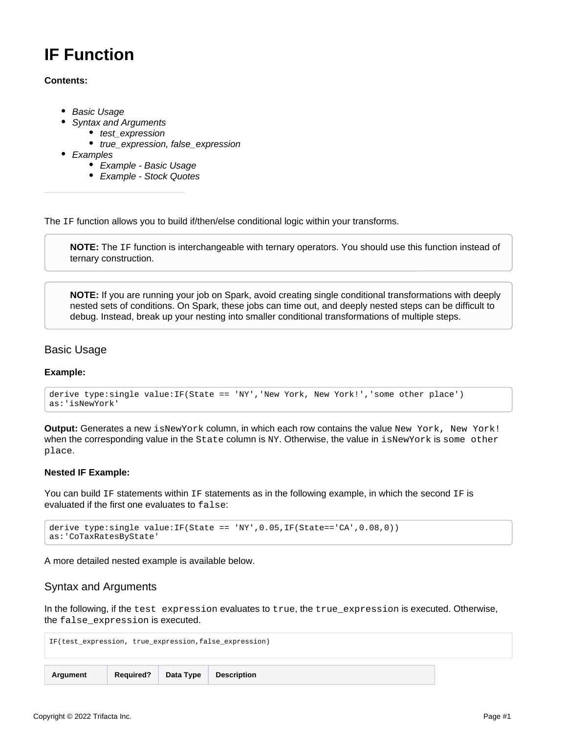# IF Function

**Contents:**

- *Basic Usage*
- *Syntax and Arguments*
  - *test_expression*
  - *true_expression, false_expression*
- *Examples*
  - *Example - Basic Usage*
  - *Example - Stock Quotes*

---

The `IF` function allows you to build if/then/else conditional logic within your transforms.

> **NOTE:** The `IF` function is interchangeable with ternary operators. You should use this function instead of ternary construction.

> **NOTE:** If you are running your job on Spark, avoid creating single conditional transformations with deeply nested sets of conditions. On Spark, these jobs can time out, and deeply nested steps can be difficult to debug. Instead, break up your nesting into smaller conditional transformations of multiple steps.

## Basic Usage

**Example:**

```
derive type:single value:IF(State == 'NY','New York, New York!','some other place')
as:'isNewYork'
```

**Output:** Generates a new `isNewYork` column, in which each row contains the value `New York, New York!` when the corresponding value in the `State` column is `NY`. Otherwise, the value in `isNewYork` is `some other place`.

**Nested IF Example:**

You can build `IF` statements within `IF` statements as in the following example, in which the second `IF` is evaluated if the first one evaluates to `false`:

```
derive type:single value:IF(State == 'NY',0.05,IF(State=='CA',0.08,0))
as:'CoTaxRatesByState'
```

A more detailed nested example is available below.

## Syntax and Arguments

In the following, if the `test expression` evaluates to `true`, the `true_expression` is executed. Otherwise, the `false_expression` is executed.

```
IF(test_expression, true_expression,false_expression)
```

| Argument | Required? | Data Type | Description |
|---|---|---|---|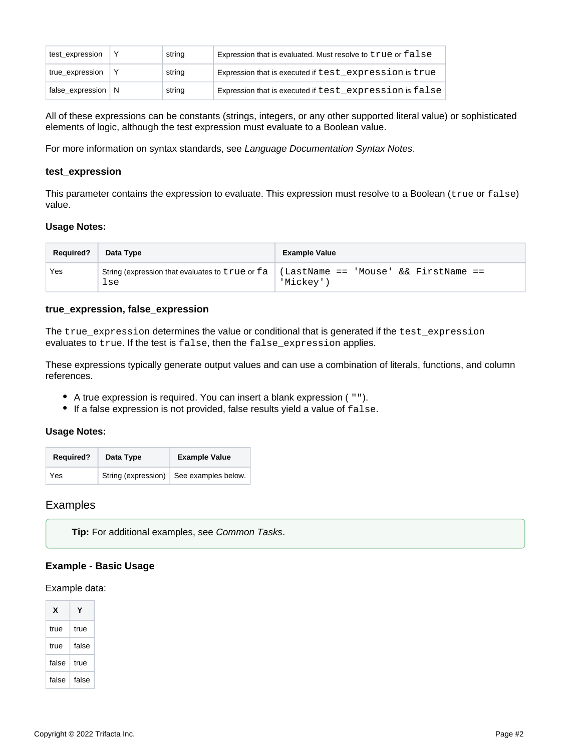| test_expression | Y | string | Expression that is evaluated. Must resolve to `true` or `false` |
|---|---|---|---|
| true_expression | Y | string | Expression that is executed if `test_expression` is `true` |
| false_expression | N | string | Expression that is executed if `test_expression` is `false` |

All of these expressions can be constants (strings, integers, or any other supported literal value) or sophisticated elements of logic, although the test expression must evaluate to a Boolean value.

For more information on syntax standards, see *Language Documentation Syntax Notes*.

### test_expression

This parameter contains the expression to evaluate. This expression must resolve to a Boolean (`true` or `false`) value.

**Usage Notes:**

| Required? | Data Type | Example Value |
|---|---|---|
| Yes | String (expression that evaluates to `true` or `false` | `(LastName == 'Mouse' && FirstName == 'Mickey')` |

### true_expression, false_expression

The `true_expression` determines the value or conditional that is generated if the `test_expression` evaluates to `true`. If the test is `false`, then the `false_expression` applies.

These expressions typically generate output values and can use a combination of literals, functions, and column references.

- A true expression is required. You can insert a blank expression ( `""`).
- If a false expression is not provided, false results yield a value of `false`.

**Usage Notes:**

| Required? | Data Type | Example Value |
|---|---|---|
| Yes | String (expression) | See examples below. |

## Examples

> **Tip:** For additional examples, see *Common Tasks*.

### Example - Basic Usage

Example data:

| X | Y |
|---|---|
| true | true |
| true | false |
| false | true |
| false | false |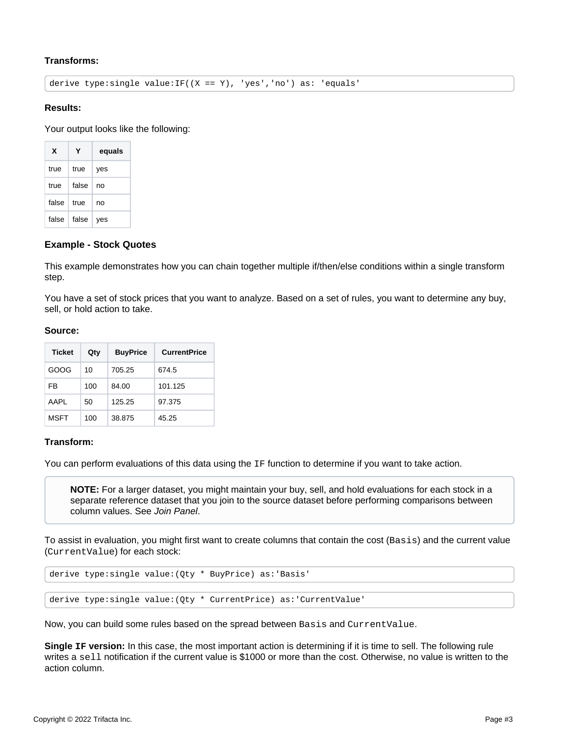**Transforms:**

```
derive type:single value:IF((X == Y), 'yes','no') as: 'equals'
```

**Results:**

Your output looks like the following:

| X | Y | equals |
|---|---|---|
| true | true | yes |
| true | false | no |
| false | true | no |
| false | false | yes |

### Example - Stock Quotes

This example demonstrates how you can chain together multiple if/then/else conditions within a single transform step.

You have a set of stock prices that you want to analyze. Based on a set of rules, you want to determine any buy, sell, or hold action to take.

**Source:**

| Ticket | Qty | BuyPrice | CurrentPrice |
|---|---|---|---|
| GOOG | 10 | 705.25 | 674.5 |
| FB | 100 | 84.00 | 101.125 |
| AAPL | 50 | 125.25 | 97.375 |
| MSFT | 100 | 38.875 | 45.25 |

**Transform:**

You can perform evaluations of this data using the `IF` function to determine if you want to take action.

> **NOTE:** For a larger dataset, you might maintain your buy, sell, and hold evaluations for each stock in a separate reference dataset that you join to the source dataset before performing comparisons between column values. See *Join Panel*.

To assist in evaluation, you might first want to create columns that contain the cost (`Basis`) and the current value (`CurrentValue`) for each stock:

```
derive type:single value:(Qty * BuyPrice) as:'Basis'
```

```
derive type:single value:(Qty * CurrentPrice) as:'CurrentValue'
```

Now, you can build some rules based on the spread between `Basis` and `CurrentValue`.

**Single `IF` version:** In this case, the most important action is determining if it is time to sell. The following rule writes a `sell` notification if the current value is $1000 or more than the cost. Otherwise, no value is written to the action column.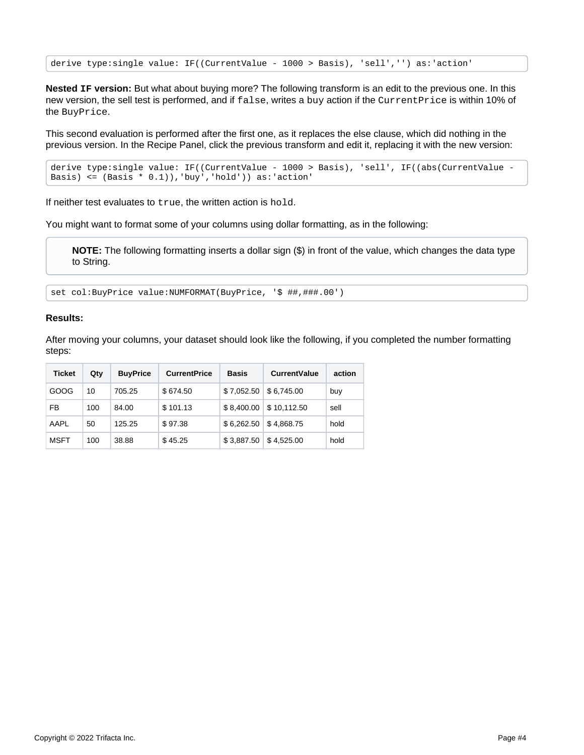```
derive type:single value: IF((CurrentValue - 1000 > Basis), 'sell','') as:'action'
```

**Nested `IF` version:** But what about buying more? The following transform is an edit to the previous one. In this new version, the sell test is performed, and if `false`, writes a `buy` action if the `CurrentPrice` is within 10% of the `BuyPrice`.

This second evaluation is performed after the first one, as it replaces the else clause, which did nothing in the previous version. In the Recipe Panel, click the previous transform and edit it, replacing it with the new version:

```
derive type:single value: IF((CurrentValue - 1000 > Basis), 'sell', IF((abs(CurrentValue - Basis) <= (Basis * 0.1)),'buy','hold')) as:'action'
```

If neither test evaluates to `true`, the written action is `hold`.

You might want to format some of your columns using dollar formatting, as in the following:

> **NOTE:** The following formatting inserts a dollar sign ($) in front of the value, which changes the data type to String.

```
set col:BuyPrice value:NUMFORMAT(BuyPrice, '$ ##,###.00')
```

**Results:**

After moving your columns, your dataset should look like the following, if you completed the number formatting steps:

| Ticket | Qty | BuyPrice | CurrentPrice | Basis | CurrentValue | action |
|---|---|---|---|---|---|---|
| GOOG | 10 | 705.25 | $ 674.50 | $ 7,052.50 | $ 6,745.00 | buy |
| FB | 100 | 84.00 | $ 101.13 | $ 8,400.00 | $ 10,112.50 | sell |
| AAPL | 50 | 125.25 | $ 97.38 | $ 6,262.50 | $ 4,868.75 | hold |
| MSFT | 100 | 38.88 | $ 45.25 | $ 3,887.50 | $ 4,525.00 | hold |